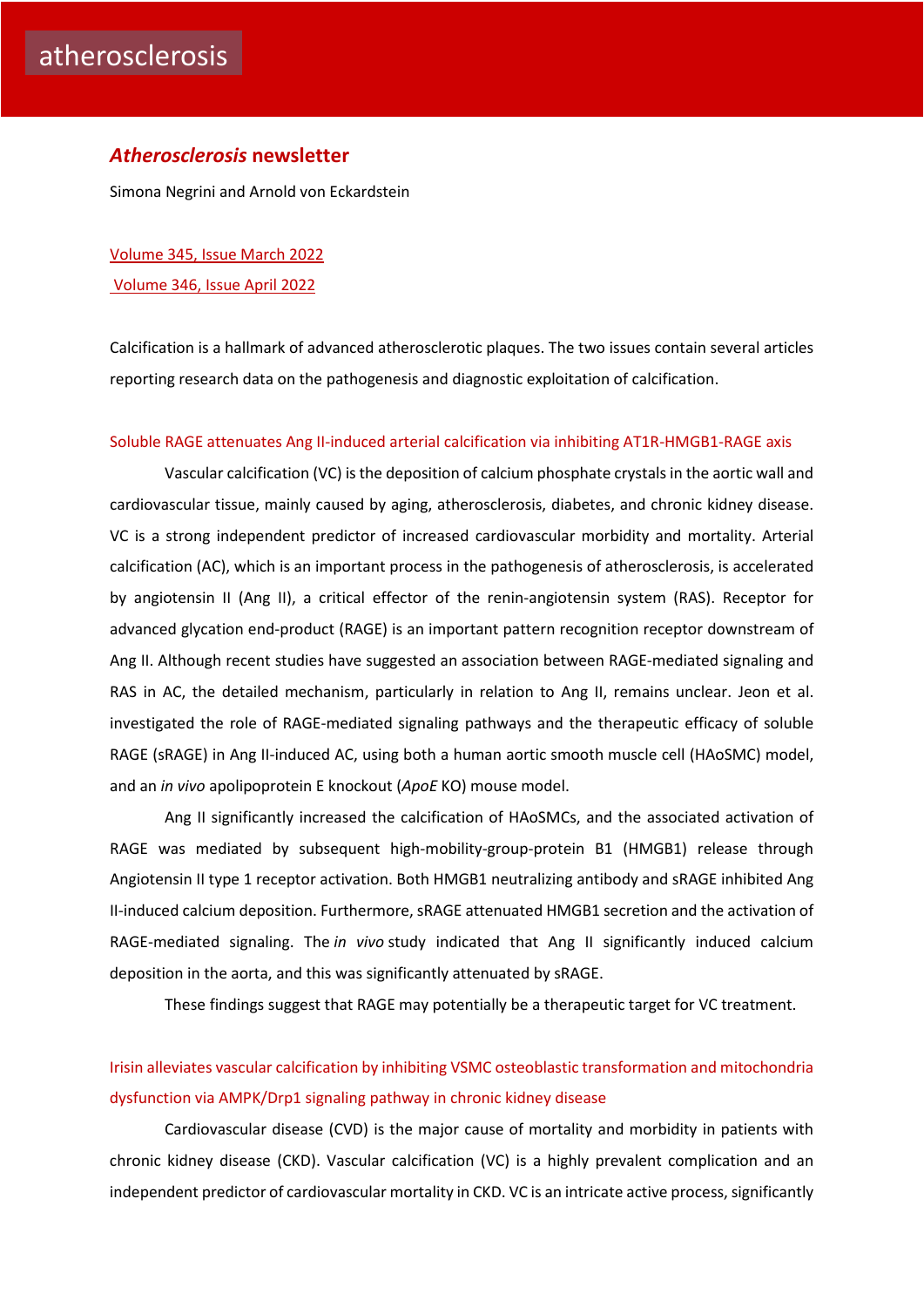atherosclerosis

# *Atherosclerosis* newsletter

Simona Negrini and Arnold von Eckardstein

Volume 345, Issue March 2022

Volume 346, Issue April 2022

Calcification is a hallmark of advanced atherosclerotic plaques. The two issues contain several articles reporting research data on the pathogenesis and diagnostic exploitation of calcification.

## Soluble RAGE attenuates Ang II-induced arterial calcification via inhibiting AT1R-HMGB1-RAGE axis

Vascular calcification (VC) is the deposition of calcium phosphate crystals in the aortic wall and cardiovascular tissue, mainly caused by aging, atherosclerosis, diabetes, and chronic kidney disease. VC is a strong independent predictor of increased cardiovascular morbidity and mortality. Arterial calcification (AC), which is an important process in the pathogenesis of atherosclerosis, is accelerated by angiotensin II (Ang II), a critical effector of the renin-angiotensin system (RAS). Receptor for advanced glycation end-product (RAGE) is an important pattern recognition receptor downstream of Ang II. Although recent studies have suggested an association between RAGE-mediated signaling and RAS in AC, the detailed mechanism, particularly in relation to Ang II, remains unclear. Jeon et al. investigated the role of RAGE-mediated signaling pathways and the therapeutic efficacy of soluble RAGE (sRAGE) in Ang II-induced AC, using both a human aortic smooth muscle cell (HAoSMC) model, and an *in vivo* apolipoprotein E knockout (*ApoE* KO) mouse model.

Ang II significantly increased the calcification of HAoSMCs, and the associated activation of RAGE was mediated by subsequent high-mobility-group-protein B1 (HMGB1) release through Angiotensin II type 1 receptor activation. Both HMGB1 neutralizing antibody and sRAGE inhibited Ang II-induced calcium deposition. Furthermore, sRAGE attenuated HMGB1 secretion and the activation of RAGE-mediated signaling. The *in vivo* study indicated that Ang II significantly induced calcium deposition in the aorta, and this was significantly attenuated by sRAGE.

These findings suggest that RAGE may potentially be a therapeutic target for VC treatment.

## Irisin alleviates vascular calcification by inhibiting VSMC osteoblastic transformation and mitochondria dysfunction via AMPK/Drp1 signaling pathway in chronic kidney disease

Cardiovascular disease (CVD) is the major cause of mortality and morbidity in patients with chronic kidney disease (CKD). Vascular calcification (VC) is a highly prevalent complication and an independent predictor of cardiovascular mortality in CKD. VC is an intricate active process, significantly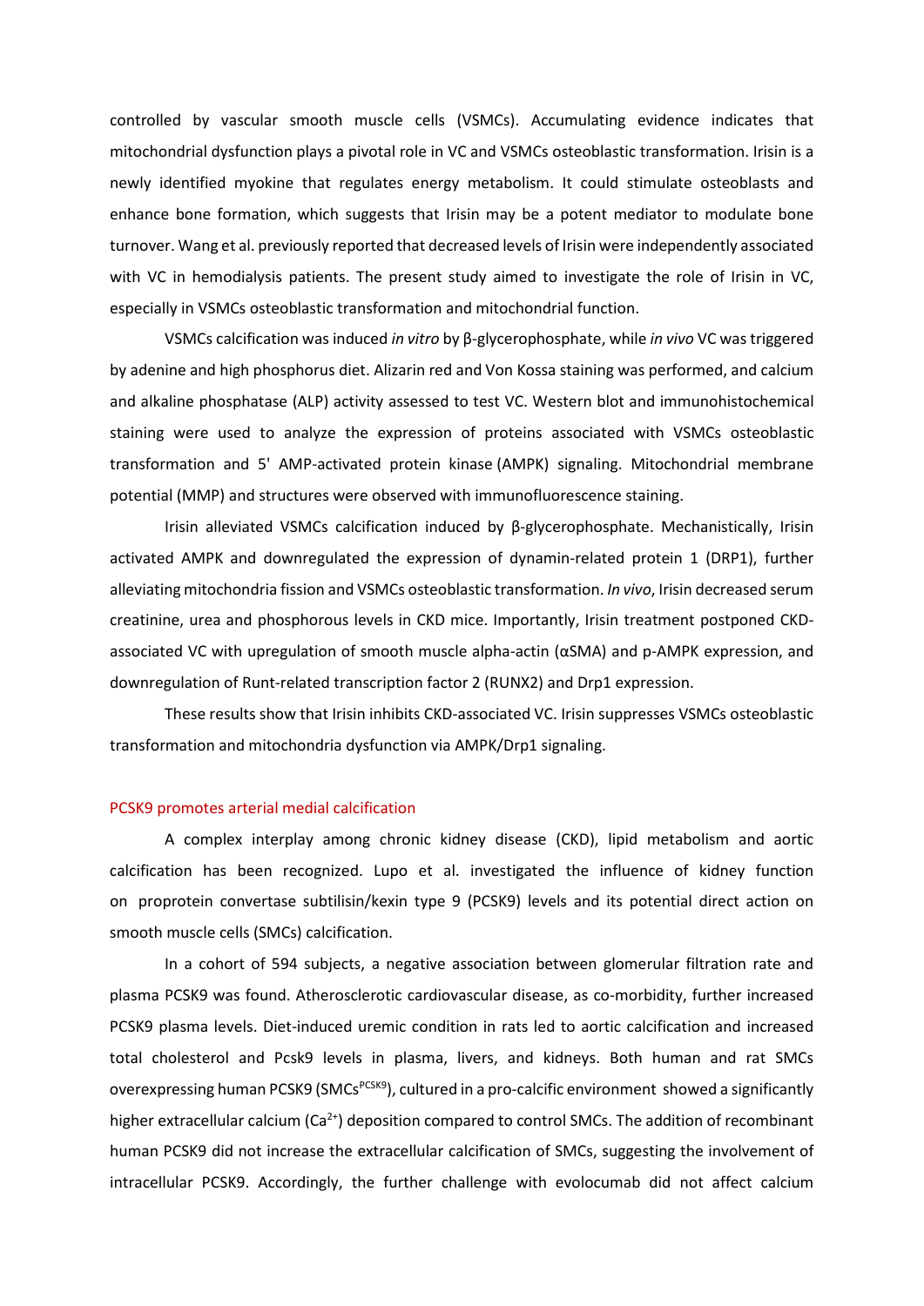controlled by vascular smooth muscle cells (VSMCs). Accumulating evidence indicates that mitochondrial dysfunction plays a pivotal role in VC and VSMCs osteoblastic transformation. Irisin is a newly identified myokine that regulates energy metabolism. It could stimulate osteoblasts and enhance bone formation, which suggests that Irisin may be a potent mediator to modulate bone turnover. Wang et al. previously reported that decreased levels of Irisin were independently associated with VC in hemodialysis patients. The present study aimed to investigate the role of Irisin in VC, especially in VSMCs osteoblastic transformation and mitochondrial function.

VSMCs calcification was induced *in vitro* by β-glycerophosphate, while *in vivo* VC was triggered by adenine and high phosphorus diet. Alizarin red and Von Kossa staining was performed, and calcium and alkaline phosphatase (ALP) activity assessed to test VC. Western blot and immunohistochemical staining were used to analyze the expression of proteins associated with VSMCs osteoblastic transformation and 5' AMP-activated protein kinase (AMPK) signaling. Mitochondrial membrane potential (MMP) and structures were observed with immunofluorescence staining.

Irisin alleviated VSMCs calcification induced by β-glycerophosphate. Mechanistically, Irisin activated AMPK and downregulated the expression of dynamin-related protein 1 (DRP1), further alleviating mitochondria fission and VSMCs osteoblastic transformation. *In vivo*, Irisin decreased serum creatinine, urea and phosphorous levels in CKD mice. Importantly, Irisin treatment postponed CKD-associated VC with upregulation of smooth muscle alpha-actin (αSMA) and p-AMPK expression, and downregulation of Runt-related transcription factor 2 (RUNX2) and Drp1 expression.

These results show that Irisin inhibits CKD-associated VC. Irisin suppresses VSMCs osteoblastic transformation and mitochondria dysfunction via AMPK/Drp1 signaling.

## PCSK9 promotes arterial medial calcification

A complex interplay among chronic kidney disease (CKD), lipid metabolism and aortic calcification has been recognized. Lupo et al. investigated the influence of kidney function on proprotein convertase subtilisin/kexin type 9 (PCSK9) levels and its potential direct action on smooth muscle cells (SMCs) calcification.

In a cohort of 594 subjects, a negative association between glomerular filtration rate and plasma PCSK9 was found. Atherosclerotic cardiovascular disease, as co-morbidity, further increased PCSK9 plasma levels. Diet-induced uremic condition in rats led to aortic calcification and increased total cholesterol and Pcsk9 levels in plasma, livers, and kidneys. Both human and rat SMCs overexpressing human PCSK9 ($SMCs^{PCSK9}$), cultured in a pro-calcific environment showed a significantly higher extracellular calcium ($Ca^{2+}$) deposition compared to control SMCs. The addition of recombinant human PCSK9 did not increase the extracellular calcification of SMCs, suggesting the involvement of intracellular PCSK9. Accordingly, the further challenge with evolocumab did not affect calcium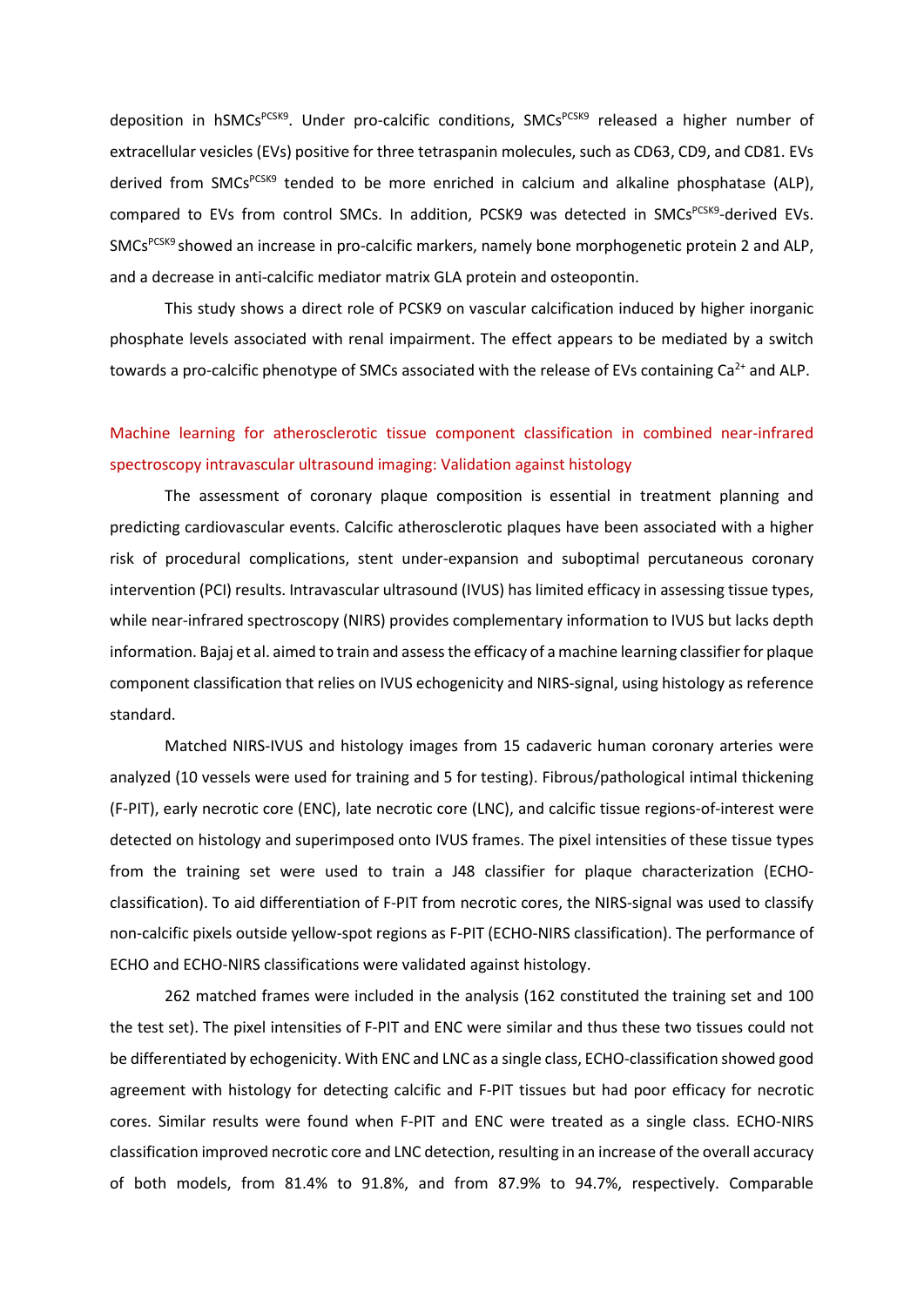deposition in hSMCs$^{PCSK9}$. Under pro-calcific conditions, SMCs$^{PCSK9}$ released a higher number of extracellular vesicles (EVs) positive for three tetraspanin molecules, such as CD63, CD9, and CD81. EVs derived from SMCs$^{PCSK9}$ tended to be more enriched in calcium and alkaline phosphatase (ALP), compared to EVs from control SMCs. In addition, PCSK9 was detected in SMCs$^{PCSK9}$-derived EVs. SMCs$^{PCSK9}$ showed an increase in pro-calcific markers, namely bone morphogenetic protein 2 and ALP, and a decrease in anti-calcific mediator matrix GLA protein and osteopontin.

This study shows a direct role of PCSK9 on vascular calcification induced by higher inorganic phosphate levels associated with renal impairment. The effect appears to be mediated by a switch towards a pro-calcific phenotype of SMCs associated with the release of EVs containing $Ca^{2+}$ and ALP.

## Machine learning for atherosclerotic tissue component classification in combined near-infrared spectroscopy intravascular ultrasound imaging: Validation against histology

The assessment of coronary plaque composition is essential in treatment planning and predicting cardiovascular events. Calcific atherosclerotic plaques have been associated with a higher risk of procedural complications, stent under-expansion and suboptimal percutaneous coronary intervention (PCI) results. Intravascular ultrasound (IVUS) has limited efficacy in assessing tissue types, while near-infrared spectroscopy (NIRS) provides complementary information to IVUS but lacks depth information. Bajaj et al. aimed to train and assess the efficacy of a machine learning classifier for plaque component classification that relies on IVUS echogenicity and NIRS-signal, using histology as reference standard.

Matched NIRS-IVUS and histology images from 15 cadaveric human coronary arteries were analyzed (10 vessels were used for training and 5 for testing). Fibrous/pathological intimal thickening (F-PIT), early necrotic core (ENC), late necrotic core (LNC), and calcific tissue regions-of-interest were detected on histology and superimposed onto IVUS frames. The pixel intensities of these tissue types from the training set were used to train a J48 classifier for plaque characterization (ECHO-classification). To aid differentiation of F-PIT from necrotic cores, the NIRS-signal was used to classify non-calcific pixels outside yellow-spot regions as F-PIT (ECHO-NIRS classification). The performance of ECHO and ECHO-NIRS classifications were validated against histology.

262 matched frames were included in the analysis (162 constituted the training set and 100 the test set). The pixel intensities of F-PIT and ENC were similar and thus these two tissues could not be differentiated by echogenicity. With ENC and LNC as a single class, ECHO-classification showed good agreement with histology for detecting calcific and F-PIT tissues but had poor efficacy for necrotic cores. Similar results were found when F-PIT and ENC were treated as a single class. ECHO-NIRS classification improved necrotic core and LNC detection, resulting in an increase of the overall accuracy of both models, from 81.4% to 91.8%, and from 87.9% to 94.7%, respectively. Comparable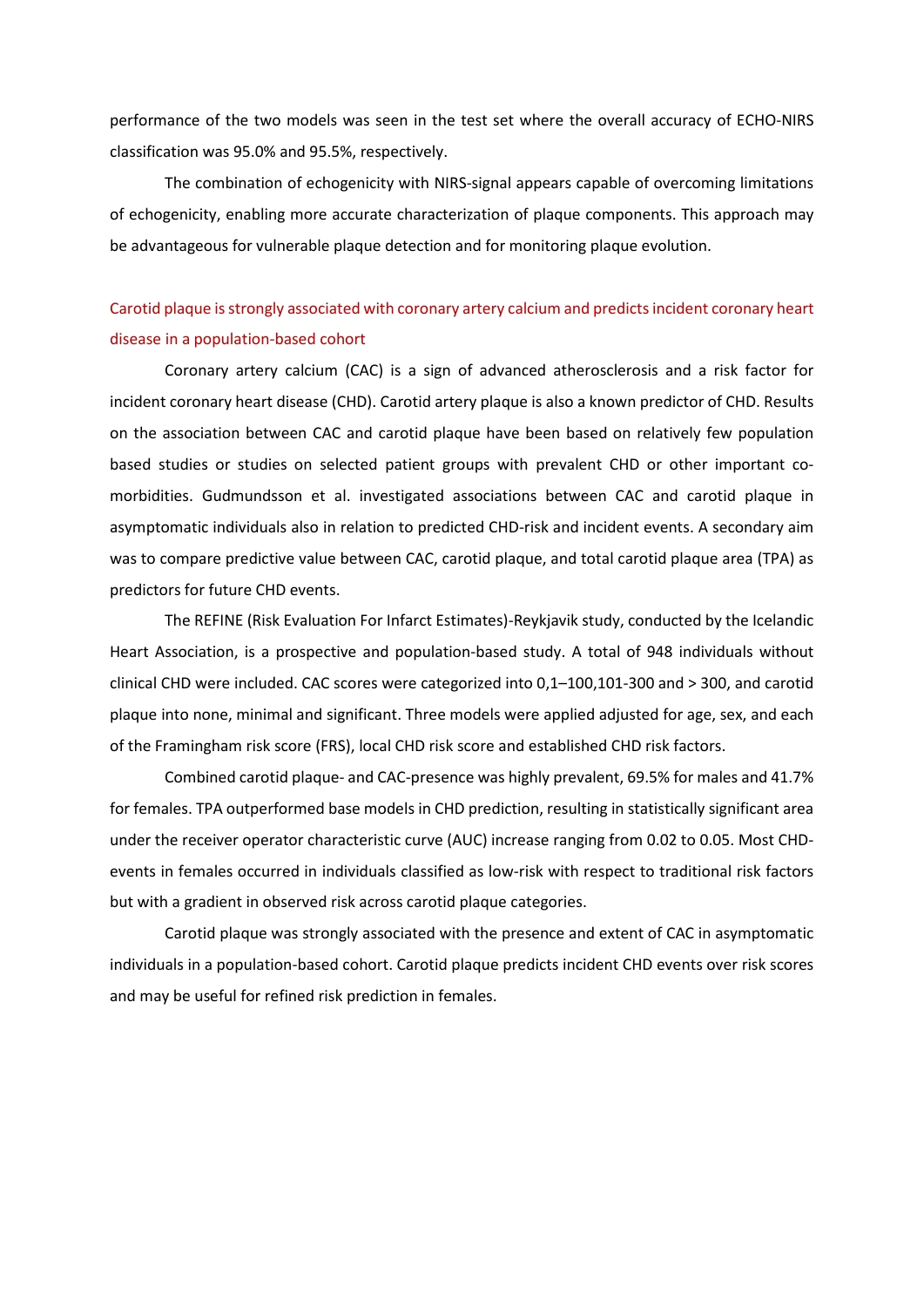performance of the two models was seen in the test set where the overall accuracy of ECHO-NIRS classification was 95.0% and 95.5%, respectively.

The combination of echogenicity with NIRS-signal appears capable of overcoming limitations of echogenicity, enabling more accurate characterization of plaque components. This approach may be advantageous for vulnerable plaque detection and for monitoring plaque evolution.

## Carotid plaque is strongly associated with coronary artery calcium and predicts incident coronary heart disease in a population-based cohort

Coronary artery calcium (CAC) is a sign of advanced atherosclerosis and a risk factor for incident coronary heart disease (CHD). Carotid artery plaque is also a known predictor of CHD. Results on the association between CAC and carotid plaque have been based on relatively few population based studies or studies on selected patient groups with prevalent CHD or other important co-morbidities. Gudmundsson et al. investigated associations between CAC and carotid plaque in asymptomatic individuals also in relation to predicted CHD-risk and incident events. A secondary aim was to compare predictive value between CAC, carotid plaque, and total carotid plaque area (TPA) as predictors for future CHD events.

The REFINE (Risk Evaluation For Infarct Estimates)-Reykjavik study, conducted by the Icelandic Heart Association, is a prospective and population-based study. A total of 948 individuals without clinical CHD were included. CAC scores were categorized into 0,1–100,101-300 and > 300, and carotid plaque into none, minimal and significant. Three models were applied adjusted for age, sex, and each of the Framingham risk score (FRS), local CHD risk score and established CHD risk factors.

Combined carotid plaque- and CAC-presence was highly prevalent, 69.5% for males and 41.7% for females. TPA outperformed base models in CHD prediction, resulting in statistically significant area under the receiver operator characteristic curve (AUC) increase ranging from 0.02 to 0.05. Most CHD-events in females occurred in individuals classified as low-risk with respect to traditional risk factors but with a gradient in observed risk across carotid plaque categories.

Carotid plaque was strongly associated with the presence and extent of CAC in asymptomatic individuals in a population-based cohort. Carotid plaque predicts incident CHD events over risk scores and may be useful for refined risk prediction in females.